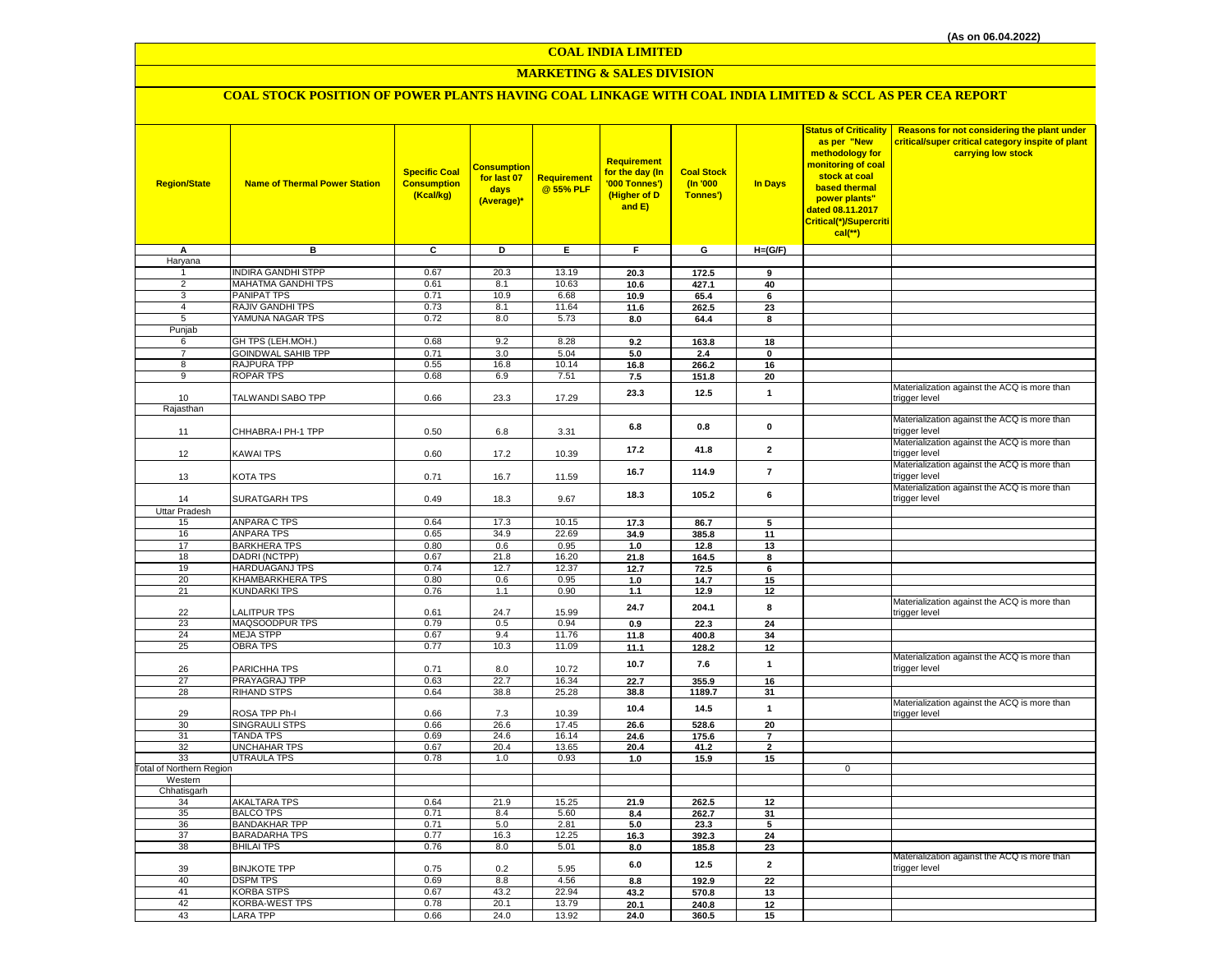(As on 06.04.2022)

# COAL INDIA LIMITED

## MARKETING & SALES DIVISION

### COAL STOCK POSITION OF POWER PLANTS HAVING COAL LINKAGE WITH COAL INDIA LIMITED & SCCL AS PER CEA REPORT

| Region/State | Name of Thermal Power Station | Specific Coal Consumption (Kcal/kg) | Consumption for last 07 days (Average)* | Requirement @ 55% PLF | Requirement for the day (In '000 Tonnes') (Higher of D and E) | Coal Stock (In '000 Tonnes') | In Days | Status of Criticality as per "New methodology for monitoring of coal stock at coal based thermal power plants" dated 08.11.2017 Critical(*)/Supercritical(**) | Reasons for not considering the plant under critical/super critical category inspite of plant carrying low stock |
|---|---|---|---|---|---|---|---|---|---|
| A | B | C | D | E | F | G | H=(G/F) | | |
| Haryana | | | | | | | | | |
| 1 | INDIRA GANDHI STPP | 0.67 | 20.3 | 13.19 | 20.3 | 172.5 | 9 | | |
| 2 | MAHATMA GANDHI TPS | 0.61 | 8.1 | 10.63 | 10.6 | 427.1 | 40 | | |
| 3 | PANIPAT TPS | 0.71 | 10.9 | 6.68 | 10.9 | 65.4 | 6 | | |
| 4 | RAJIV GANDHI TPS | 0.73 | 8.1 | 11.64 | 11.6 | 262.5 | 23 | | |
| 5 | YAMUNA NAGAR TPS | 0.72 | 8.0 | 5.73 | 8.0 | 64.4 | 8 | | |
| Punjab | | | | | | | | | |
| 6 | GH TPS (LEH.MOH.) | 0.68 | 9.2 | 8.28 | 9.2 | 163.8 | 18 | | |
| 7 | GOINDWAL SAHIB TPP | 0.71 | 3.0 | 5.04 | 5.0 | 2.4 | 0 | | |
| 8 | RAJPURA TPP | 0.55 | 16.8 | 10.14 | 16.8 | 266.2 | 16 | | |
| 9 | ROPAR TPS | 0.68 | 6.9 | 7.51 | 7.5 | 151.8 | 20 | | |
| 10 | TALWANDI SABO TPP | 0.66 | 23.3 | 17.29 | 23.3 | 12.5 | 1 | | Materialization against the ACQ is more than trigger level |
| Rajasthan | | | | | | | | | |
| 11 | CHHABRA-I PH-1 TPP | 0.50 | 6.8 | 3.31 | 6.8 | 0.8 | 0 | | Materialization against the ACQ is more than trigger level |
| 12 | KAWAI TPS | 0.60 | 17.2 | 10.39 | 17.2 | 41.8 | 2 | | Materialization against the ACQ is more than trigger level |
| 13 | KOTA TPS | 0.71 | 16.7 | 11.59 | 16.7 | 114.9 | 7 | | Materialization against the ACQ is more than trigger level |
| 14 | SURATGARH TPS | 0.49 | 18.3 | 9.67 | 18.3 | 105.2 | 6 | | Materialization against the ACQ is more than trigger level |
| Uttar Pradesh | | | | | | | | | |
| 15 | ANPARA C TPS | 0.64 | 17.3 | 10.15 | 17.3 | 86.7 | 5 | | |
| 16 | ANPARA TPS | 0.65 | 34.9 | 22.69 | 34.9 | 385.8 | 11 | | |
| 17 | BARKHERA TPS | 0.80 | 0.6 | 0.95 | 1.0 | 12.8 | 13 | | |
| 18 | DADRI (NCTPP) | 0.67 | 21.8 | 16.20 | 21.8 | 164.5 | 8 | | |
| 19 | HARDUAGANJ TPS | 0.74 | 12.7 | 12.37 | 12.7 | 72.5 | 6 | | |
| 20 | KHAMBARKHERA TPS | 0.80 | 0.6 | 0.95 | 1.0 | 14.7 | 15 | | |
| 21 | KUNDARKI TPS | 0.76 | 1.1 | 0.90 | 1.1 | 12.9 | 12 | | |
| 22 | LALITPUR TPS | 0.61 | 24.7 | 15.99 | 24.7 | 204.1 | 8 | | Materialization against the ACQ is more than trigger level |
| 23 | MAQSOODPUR TPS | 0.79 | 0.5 | 0.94 | 0.9 | 22.3 | 24 | | |
| 24 | MEJA STPP | 0.67 | 9.4 | 11.76 | 11.8 | 400.8 | 34 | | |
| 25 | OBRA TPS | 0.77 | 10.3 | 11.09 | 11.1 | 128.2 | 12 | | |
| 26 | PARICHHA TPS | 0.71 | 8.0 | 10.72 | 10.7 | 7.6 | 1 | | Materialization against the ACQ is more than trigger level |
| 27 | PRAYAGRAJ TPP | 0.63 | 22.7 | 16.34 | 22.7 | 355.9 | 16 | | |
| 28 | RIHAND STPS | 0.64 | 38.8 | 25.28 | 38.8 | 1189.7 | 31 | | |
| 29 | ROSA TPP Ph-I | 0.66 | 7.3 | 10.39 | 10.4 | 14.5 | 1 | | Materialization against the ACQ is more than trigger level |
| 30 | SINGRAULI STPS | 0.66 | 26.6 | 17.45 | 26.6 | 528.6 | 20 | | |
| 31 | TANDA TPS | 0.69 | 24.6 | 16.14 | 24.6 | 175.6 | 7 | | |
| 32 | UNCHAHAR TPS | 0.67 | 20.4 | 13.65 | 20.4 | 41.2 | 2 | | |
| 33 | UTRAULA TPS | 0.78 | 1.0 | 0.93 | 1.0 | 15.9 | 15 | | |
| Total of Northern Region | | | | | | | | 0 | |
| Western | | | | | | | | | |
| Chhatisgarh | | | | | | | | | |
| 34 | AKALTARA TPS | 0.64 | 21.9 | 15.25 | 21.9 | 262.5 | 12 | | |
| 35 | BALCO TPS | 0.71 | 8.4 | 5.60 | 8.4 | 262.7 | 31 | | |
| 36 | BANDAKHAR TPP | 0.71 | 5.0 | 2.81 | 5.0 | 23.3 | 5 | | |
| 37 | BARADARHA TPS | 0.77 | 16.3 | 12.25 | 16.3 | 392.3 | 24 | | |
| 38 | BHILAI TPS | 0.76 | 8.0 | 5.01 | 8.0 | 185.8 | 23 | | |
| 39 | BINJKOTE TPP | 0.75 | 0.2 | 5.95 | 6.0 | 12.5 | 2 | | Materialization against the ACQ is more than trigger level |
| 40 | DSPM TPS | 0.69 | 8.8 | 4.56 | 8.8 | 192.9 | 22 | | |
| 41 | KORBA STPS | 0.67 | 43.2 | 22.94 | 43.2 | 570.8 | 13 | | |
| 42 | KORBA-WEST TPS | 0.78 | 20.1 | 13.79 | 20.1 | 240.8 | 12 | | |
| 43 | LARA TPP | 0.66 | 24.0 | 13.92 | 24.0 | 360.5 | 15 | | |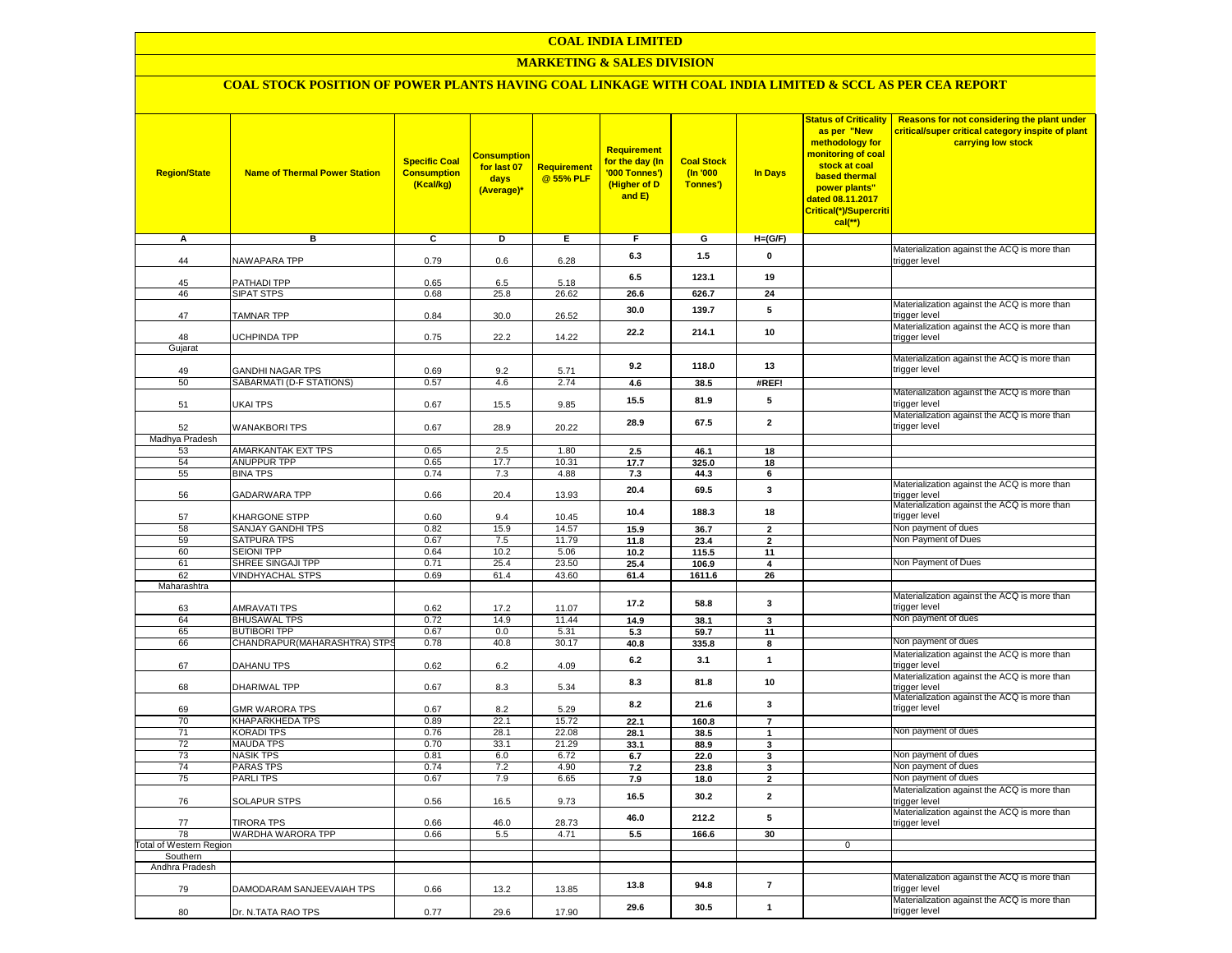# COAL INDIA LIMITED

## MARKETING & SALES DIVISION

### COAL STOCK POSITION OF POWER PLANTS HAVING COAL LINKAGE WITH COAL INDIA LIMITED & SCCL AS PER CEA REPORT

| Region/State | Name of Thermal Power Station | Specific Coal Consumption (Kcal/kg) | Consumption for last 07 days (Average)* | Requirement @ 55% PLF | Requirement for the day (In '000 Tonnes') (Higher of D and E) | Coal Stock (In '000 Tonnes') | In Days | Status of Criticality as per "New methodology for monitoring of coal stock at coal based thermal power plants" dated 08.11.2017 Critical(*)/Supercritical(**) | Reasons for not considering the plant under critical/super critical category inspite of plant carrying low stock |
|---|---|---|---|---|---|---|---|---|---|
| A | B | C | D | E | F | G | H=(G/F) | | |
| 44 | NAWAPARA TPP | 0.79 | 0.6 | 6.28 | 6.3 | 1.5 | 0 | | Materialization against the ACQ is more than trigger level |
| 45 | PATHADI TPP | 0.65 | 6.5 | 5.18 | 6.5 | 123.1 | 19 | | |
| 46 | SIPAT STPS | 0.68 | 25.8 | 26.62 | 26.6 | 626.7 | 24 | | |
| 47 | TAMNAR TPP | 0.84 | 30.0 | 26.52 | 30.0 | 139.7 | 5 | | Materialization against the ACQ is more than trigger level |
| 48 | UCHPINDA TPP | 0.75 | 22.2 | 14.22 | 22.2 | 214.1 | 10 | | Materialization against the ACQ is more than trigger level |
| Gujarat | | | | | | | | | |
| 49 | GANDHI NAGAR TPS | 0.69 | 9.2 | 5.71 | 9.2 | 118.0 | 13 | | Materialization against the ACQ is more than trigger level |
| 50 | SABARMATI (D-F STATIONS) | 0.57 | 4.6 | 2.74 | 4.6 | 38.5 | #REF! | | |
| 51 | UKAI TPS | 0.67 | 15.5 | 9.85 | 15.5 | 81.9 | 5 | | Materialization against the ACQ is more than trigger level |
| 52 | WANAKBORI TPS | 0.67 | 28.9 | 20.22 | 28.9 | 67.5 | 2 | | Materialization against the ACQ is more than trigger level |
| Madhya Pradesh | | | | | | | | | |
| 53 | AMARKANTAK EXT TPS | 0.65 | 2.5 | 1.80 | 2.5 | 46.1 | 18 | | |
| 54 | ANUPPUR TPP | 0.65 | 17.7 | 10.31 | 17.7 | 325.0 | 18 | | |
| 55 | BINA TPS | 0.74 | 7.3 | 4.88 | 7.3 | 44.3 | 6 | | |
| 56 | GADARWARA TPP | 0.66 | 20.4 | 13.93 | 20.4 | 69.5 | 3 | | Materialization against the ACQ is more than trigger level |
| 57 | KHARGONE STPP | 0.60 | 9.4 | 10.45 | 10.4 | 188.3 | 18 | | Materialization against the ACQ is more than trigger level |
| 58 | SANJAY GANDHI TPS | 0.82 | 15.9 | 14.57 | 15.9 | 36.7 | 2 | | Non payment of dues |
| 59 | SATPURA TPS | 0.67 | 7.5 | 11.79 | 11.8 | 23.4 | 2 | | Non Payment of Dues |
| 60 | SEIONI TPP | 0.64 | 10.2 | 5.06 | 10.2 | 115.5 | 11 | | |
| 61 | SHREE SINGAJI TPP | 0.71 | 25.4 | 23.50 | 25.4 | 106.9 | 4 | | Non Payment of Dues |
| 62 | VINDHYACHAL STPS | 0.69 | 61.4 | 43.60 | 61.4 | 1611.6 | 26 | | |
| Maharashtra | | | | | | | | | |
| 63 | AMRAVATI TPS | 0.62 | 17.2 | 11.07 | 17.2 | 58.8 | 3 | | Materialization against the ACQ is more than trigger level |
| 64 | BHUSAWAL TPS | 0.72 | 14.9 | 11.44 | 14.9 | 38.1 | 3 | | Non payment of dues |
| 65 | BUTIBORI TPP | 0.67 | 0.0 | 5.31 | 5.3 | 59.7 | 11 | | |
| 66 | CHANDRAPUR(MAHARASHTRA) STPS | 0.78 | 40.8 | 30.17 | 40.8 | 335.8 | 8 | | Non payment of dues |
| 67 | DAHANU TPS | 0.62 | 6.2 | 4.09 | 6.2 | 3.1 | 1 | | Materialization against the ACQ is more than trigger level |
| 68 | DHARIWAL TPP | 0.67 | 8.3 | 5.34 | 8.3 | 81.8 | 10 | | Materialization against the ACQ is more than trigger level |
| 69 | GMR WARORA TPS | 0.67 | 8.2 | 5.29 | 8.2 | 21.6 | 3 | | Materialization against the ACQ is more than trigger level |
| 70 | KHAPARKHEDA TPS | 0.89 | 22.1 | 15.72 | 22.1 | 160.8 | 7 | | |
| 71 | KORADI TPS | 0.76 | 28.1 | 22.08 | 28.1 | 38.5 | 1 | | Non payment of dues |
| 72 | MAUDA TPS | 0.70 | 33.1 | 21.29 | 33.1 | 88.9 | 3 | | |
| 73 | NASIK TPS | 0.81 | 6.0 | 6.72 | 6.7 | 22.0 | 3 | | Non payment of dues |
| 74 | PARAS TPS | 0.74 | 7.2 | 4.90 | 7.2 | 23.8 | 3 | | Non payment of dues |
| 75 | PARLI TPS | 0.67 | 7.9 | 6.65 | 7.9 | 18.0 | 2 | | Non payment of dues |
| 76 | SOLAPUR STPS | 0.56 | 16.5 | 9.73 | 16.5 | 30.2 | 2 | | Materialization against the ACQ is more than trigger level |
| 77 | TIRORA TPS | 0.66 | 46.0 | 28.73 | 46.0 | 212.2 | 5 | | Materialization against the ACQ is more than trigger level |
| 78 | WARDHA WARORA TPP | 0.66 | 5.5 | 4.71 | 5.5 | 166.6 | 30 | | |
| Total of Western Region | | | | | | | | 0 | |
| Southern | | | | | | | | | |
| Andhra Pradesh | | | | | | | | | |
| 79 | DAMODARAM SANJEEVAIAH TPS | 0.66 | 13.2 | 13.85 | 13.8 | 94.8 | 7 | | Materialization against the ACQ is more than trigger level |
| 80 | Dr. N.TATA RAO TPS | 0.77 | 29.6 | 17.90 | 29.6 | 30.5 | 1 | | Materialization against the ACQ is more than trigger level |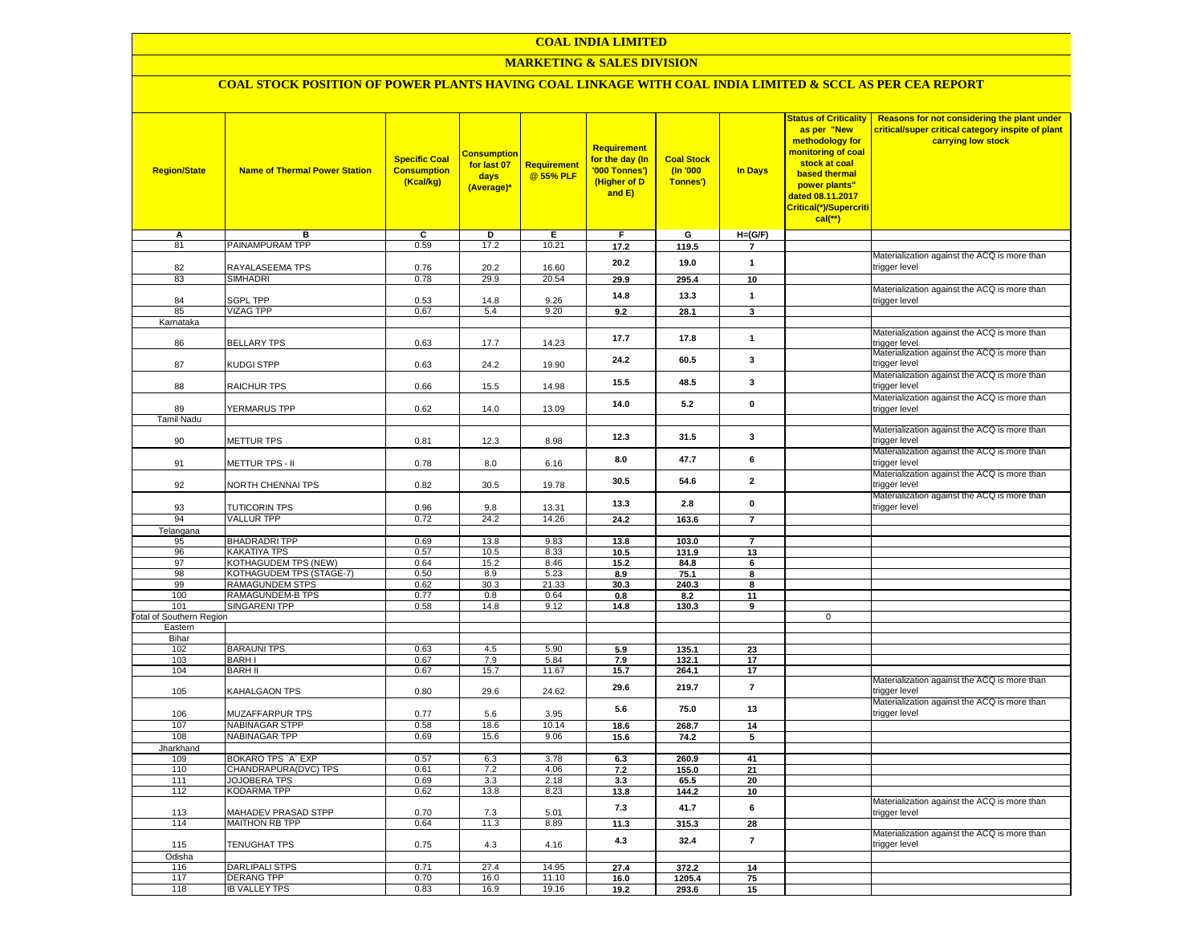# COAL INDIA LIMITED

## MARKETING & SALES DIVISION

### COAL STOCK POSITION OF POWER PLANTS HAVING COAL LINKAGE WITH COAL INDIA LIMITED & SCCL AS PER CEA REPORT

| Region/State | Name of Thermal Power Station | Specific Coal Consumption (Kcal/kg) | Consumption for last 07 days (Average)* | Requirement @ 55% PLF | Requirement for the day (In '000 Tonnes') (Higher of D and E) | Coal Stock (In '000 Tonnes') | In Days | Status of Criticality as per "New methodology for monitoring of coal stock at coal based thermal power plants" dated 08.11.2017 Critical(*)/Supercritical(**) | Reasons for not considering the plant under critical/super critical category inspite of plant carrying low stock |
|---|---|---|---|---|---|---|---|---|---|
| A | B | C | D | E | F | G | H=(G/F) | | |
| 81 | PAINAMPURAM TPP | 0.59 | 17.2 | 10.21 | 17.2 | 119.5 | 7 | | |
| 82 | RAYALASEEMA TPS | 0.76 | 20.2 | 16.60 | 20.2 | 19.0 | 1 | | Materialization against the ACQ is more than trigger level |
| 83 | SIMHADRI | 0.78 | 29.9 | 20.54 | 29.9 | 295.4 | 10 | | |
| 84 | SGPL TPP | 0.53 | 14.8 | 9.26 | 14.8 | 13.3 | 1 | | Materialization against the ACQ is more than trigger level |
| 85 | VIZAG TPP | 0.67 | 5.4 | 9.20 | 9.2 | 28.1 | 3 | | |
| Karnataka | | | | | | | | | |
| 86 | BELLARY TPS | 0.63 | 17.7 | 14.23 | 17.7 | 17.8 | 1 | | Materialization against the ACQ is more than trigger level |
| 87 | KUDGI STPP | 0.63 | 24.2 | 19.90 | 24.2 | 60.5 | 3 | | Materialization against the ACQ is more than trigger level |
| 88 | RAICHUR TPS | 0.66 | 15.5 | 14.98 | 15.5 | 48.5 | 3 | | Materialization against the ACQ is more than trigger level |
| 89 | YERMARUS TPP | 0.62 | 14.0 | 13.09 | 14.0 | 5.2 | 0 | | Materialization against the ACQ is more than trigger level |
| Tamil Nadu | | | | | | | | | |
| 90 | METTUR TPS | 0.81 | 12.3 | 8.98 | 12.3 | 31.5 | 3 | | Materialization against the ACQ is more than trigger level |
| 91 | METTUR TPS - II | 0.78 | 8.0 | 6.16 | 8.0 | 47.7 | 6 | | Materialization against the ACQ is more than trigger level |
| 92 | NORTH CHENNAI TPS | 0.82 | 30.5 | 19.78 | 30.5 | 54.6 | 2 | | Materialization against the ACQ is more than trigger level |
| 93 | TUTICORIN TPS | 0.96 | 9.8 | 13.31 | 13.3 | 2.8 | 0 | | Materialization against the ACQ is more than trigger level |
| 94 | VALLUR TPP | 0.72 | 24.2 | 14.26 | 24.2 | 163.6 | 7 | | |
| Telangana | | | | | | | | | |
| 95 | BHADRADRI TPP | 0.69 | 13.8 | 9.83 | 13.8 | 103.0 | 7 | | |
| 96 | KAKATIYA TPS | 0.57 | 10.5 | 8.33 | 10.5 | 131.9 | 13 | | |
| 97 | KOTHAGUDEM TPS (NEW) | 0.64 | 15.2 | 8.46 | 15.2 | 84.8 | 6 | | |
| 98 | KOTHAGUDEM TPS (STAGE-7) | 0.50 | 8.9 | 5.23 | 8.9 | 75.1 | 8 | | |
| 99 | RAMAGUNDEM STPS | 0.62 | 30.3 | 21.33 | 30.3 | 240.3 | 8 | | |
| 100 | RAMAGUNDEM-B TPS | 0.77 | 0.8 | 0.64 | 0.8 | 8.2 | 11 | | |
| 101 | SINGARENI TPP | 0.58 | 14.8 | 9.12 | 14.8 | 130.3 | 9 | | |
| Total of Southern Region | | | | | | | | 0 | |
| Eastern | | | | | | | | | |
| Bihar | | | | | | | | | |
| 102 | BARAUNI TPS | 0.63 | 4.5 | 5.90 | 5.9 | 135.1 | 23 | | |
| 103 | BARH I | 0.67 | 7.9 | 5.84 | 7.9 | 132.1 | 17 | | |
| 104 | BARH II | 0.67 | 15.7 | 11.67 | 15.7 | 264.1 | 17 | | |
| 105 | KAHALGAON TPS | 0.80 | 29.6 | 24.62 | 29.6 | 219.7 | 7 | | Materialization against the ACQ is more than trigger level |
| 106 | MUZAFFARPUR TPS | 0.77 | 5.6 | 3.95 | 5.6 | 75.0 | 13 | | Materialization against the ACQ is more than trigger level |
| 107 | NABINAGAR STPP | 0.58 | 18.6 | 10.14 | 18.6 | 268.7 | 14 | | |
| 108 | NABINAGAR TPP | 0.69 | 15.6 | 9.06 | 15.6 | 74.2 | 5 | | |
| Jharkhand | | | | | | | | | |
| 109 | BOKARO TPS `A` EXP | 0.57 | 6.3 | 3.78 | 6.3 | 260.9 | 41 | | |
| 110 | CHANDRAPURA(DVC) TPS | 0.61 | 7.2 | 4.06 | 7.2 | 155.0 | 21 | | |
| 111 | JOJOBERA TPS | 0.69 | 3.3 | 2.18 | 3.3 | 65.5 | 20 | | |
| 112 | KODARMA TPP | 0.62 | 13.8 | 8.23 | 13.8 | 144.2 | 10 | | |
| 113 | MAHADEV PRASAD STPP | 0.70 | 7.3 | 5.01 | 7.3 | 41.7 | 6 | | Materialization against the ACQ is more than trigger level |
| 114 | MAITHON RB TPP | 0.64 | 11.3 | 8.89 | 11.3 | 315.3 | 28 | | |
| 115 | TENUGHAT TPS | 0.75 | 4.3 | 4.16 | 4.3 | 32.4 | 7 | | Materialization against the ACQ is more than trigger level |
| Odisha | | | | | | | | | |
| 116 | DARLIPALI STPS | 0.71 | 27.4 | 14.95 | 27.4 | 372.2 | 14 | | |
| 117 | DERANG TPP | 0.70 | 16.0 | 11.10 | 16.0 | 1205.4 | 75 | | |
| 118 | IB VALLEY TPS | 0.83 | 16.9 | 19.16 | 19.2 | 293.6 | 15 | | |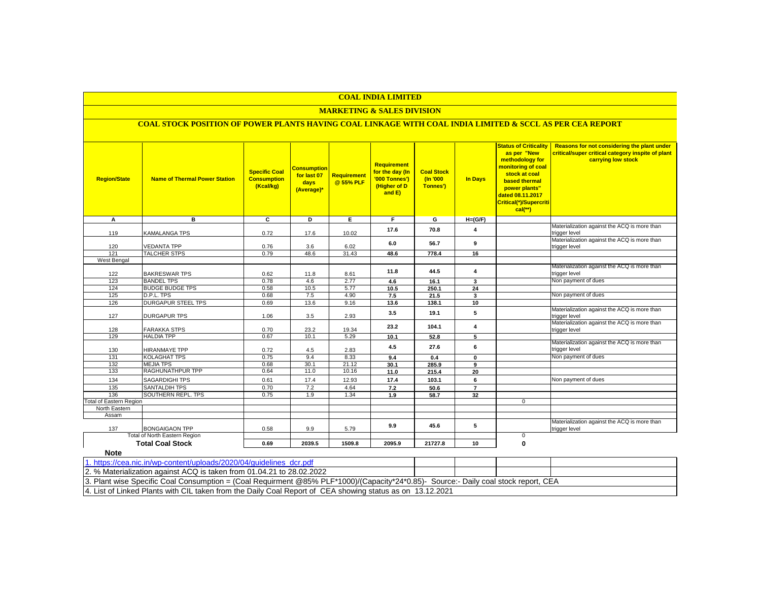# COAL INDIA LIMITED

## MARKETING & SALES DIVISION

### COAL STOCK POSITION OF POWER PLANTS HAVING COAL LINKAGE WITH COAL INDIA LIMITED & SCCL AS PER CEA REPORT

| Region/State | Name of Thermal Power Station | Specific Coal Consumption (Kcal/kg) | Consumption for last 07 days (Average)* | Requirement @ 55% PLF | Requirement for the day (In '000 Tonnes') (Higher of D and E) | Coal Stock (In '000 Tonnes') | In Days | Status of Criticality as per "New methodology for monitoring of coal stock at coal based thermal power plants" dated 08.11.2017 Critical(*)/Supercritical(**) | Reasons for not considering the plant under critical/super critical category inspite of plant carrying low stock |
|---|---|---|---|---|---|---|---|---|---|
| A | B | C | D | E | F | G | H=(G/F) | | |
| 119 | KAMALANGA TPS | 0.72 | 17.6 | 10.02 | 17.6 | 70.8 | 4 | | Materialization against the ACQ is more than trigger level |
| 120 | VEDANTA TPP | 0.76 | 3.6 | 6.02 | 6.0 | 56.7 | 9 | | Materialization against the ACQ is more than trigger level |
| 121 | TALCHER STPS | 0.79 | 48.6 | 31.43 | 48.6 | 778.4 | 16 | | |
| West Bengal | | | | | | | | | |
| 122 | BAKRESWAR TPS | 0.62 | 11.8 | 8.61 | 11.8 | 44.5 | 4 | | Materialization against the ACQ is more than trigger level |
| 123 | BANDEL TPS | 0.78 | 4.6 | 2.77 | 4.6 | 16.1 | 3 | | Non payment of dues |
| 124 | BUDGE BUDGE TPS | 0.58 | 10.5 | 5.77 | 10.5 | 250.1 | 24 | | |
| 125 | D.P.L. TPS | 0.68 | 7.5 | 4.90 | 7.5 | 21.5 | 3 | | Non payment of dues |
| 126 | DURGAPUR STEEL TPS | 0.69 | 13.6 | 9.16 | 13.6 | 138.1 | 10 | | |
| 127 | DURGAPUR TPS | 1.06 | 3.5 | 2.93 | 3.5 | 19.1 | 5 | | Materialization against the ACQ is more than trigger level |
| 128 | FARAKKA STPS | 0.70 | 23.2 | 19.34 | 23.2 | 104.1 | 4 | | Materialization against the ACQ is more than trigger level |
| 129 | HALDIA TPP | 0.67 | 10.1 | 5.29 | 10.1 | 52.8 | 5 | | |
| 130 | HIRANMAYE TPP | 0.72 | 4.5 | 2.83 | 4.5 | 27.6 | 6 | | Materialization against the ACQ is more than trigger level |
| 131 | KOLAGHAT TPS | 0.75 | 9.4 | 8.33 | 9.4 | 0.4 | 0 | | Non payment of dues |
| 132 | MEJIA TPS | 0.68 | 30.1 | 21.12 | 30.1 | 285.9 | 9 | | |
| 133 | RAGHUNATHPUR TPP | 0.64 | 11.0 | 10.16 | 11.0 | 215.4 | 20 | | |
| 134 | SAGARDIGHI TPS | 0.61 | 17.4 | 12.93 | 17.4 | 103.1 | 6 | | Non payment of dues |
| 135 | SANTALDIH TPS | 0.70 | 7.2 | 4.64 | 7.2 | 50.6 | 7 | | |
| 136 | SOUTHERN REPL. TPS | 0.75 | 1.9 | 1.34 | 1.9 | 58.7 | 32 | | |
| Total of Eastern Region | | | | | | | | 0 | |
| North Eastern | | | | | | | | | |
| Assam | | | | | | | | | |
| 137 | BONGAIGAON TPP | 0.58 | 9.9 | 5.79 | 9.9 | 45.6 | 5 | | Materialization against the ACQ is more than trigger level |
| Total of North Eastern Region | | | | | | | | 0 | |
| **Total Coal Stock** | | **0.69** | **2039.5** | **1509.8** | **2095.9** | **21727.8** | **10** | **0** | |

**Note**

1. https://cea.nic.in/wp-content/uploads/2020/04/guidelines_dcr.pdf
2. % Materialization against ACQ is taken from 01.04.21 to 28.02.2022
3. Plant wise Specific Coal Consumption = (Coal Requirment @85% PLF*1000)/(Capacity*24*0.85)- Source:- Daily coal stock report, CEA
4. List of Linked Plants with CIL taken from the Daily Coal Report of CEA showing status as on 13.12.2021